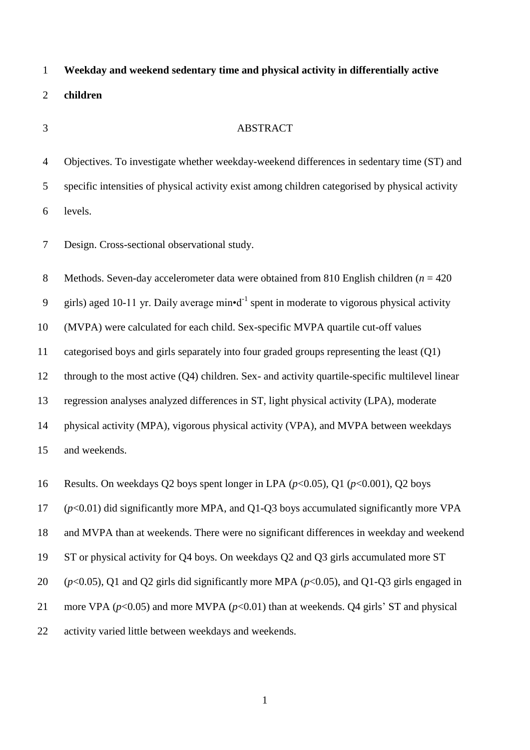# Weekday and weekend sedentary time and physical activity in differentially active children

## ABSTRACT

Objectives. To investigate whether weekday-weekend differences in sedentary time (ST) and specific intensities of physical activity exist among children categorised by physical activity levels.

Design. Cross-sectional observational study.

Methods. Seven-day accelerometer data were obtained from 810 English children ($n$ = 420 girls) aged 10-11 yr. Daily average min•d$^{-1}$ spent in moderate to vigorous physical activity (MVPA) were calculated for each child. Sex-specific MVPA quartile cut-off values categorised boys and girls separately into four graded groups representing the least (Q1) through to the most active (Q4) children. Sex- and activity quartile-specific multilevel linear regression analyses analyzed differences in ST, light physical activity (LPA), moderate physical activity (MPA), vigorous physical activity (VPA), and MVPA between weekdays and weekends.

Results. On weekdays Q2 boys spent longer in LPA ($p$<0.05), Q1 ($p$<0.001), Q2 boys ($p$<0.01) did significantly more MPA, and Q1-Q3 boys accumulated significantly more VPA and MVPA than at weekends. There were no significant differences in weekday and weekend ST or physical activity for Q4 boys. On weekdays Q2 and Q3 girls accumulated more ST ($p$<0.05), Q1 and Q2 girls did significantly more MPA ($p$<0.05), and Q1-Q3 girls engaged in more VPA ($p$<0.05) and more MVPA ($p$<0.01) than at weekends. Q4 girls' ST and physical activity varied little between weekdays and weekends.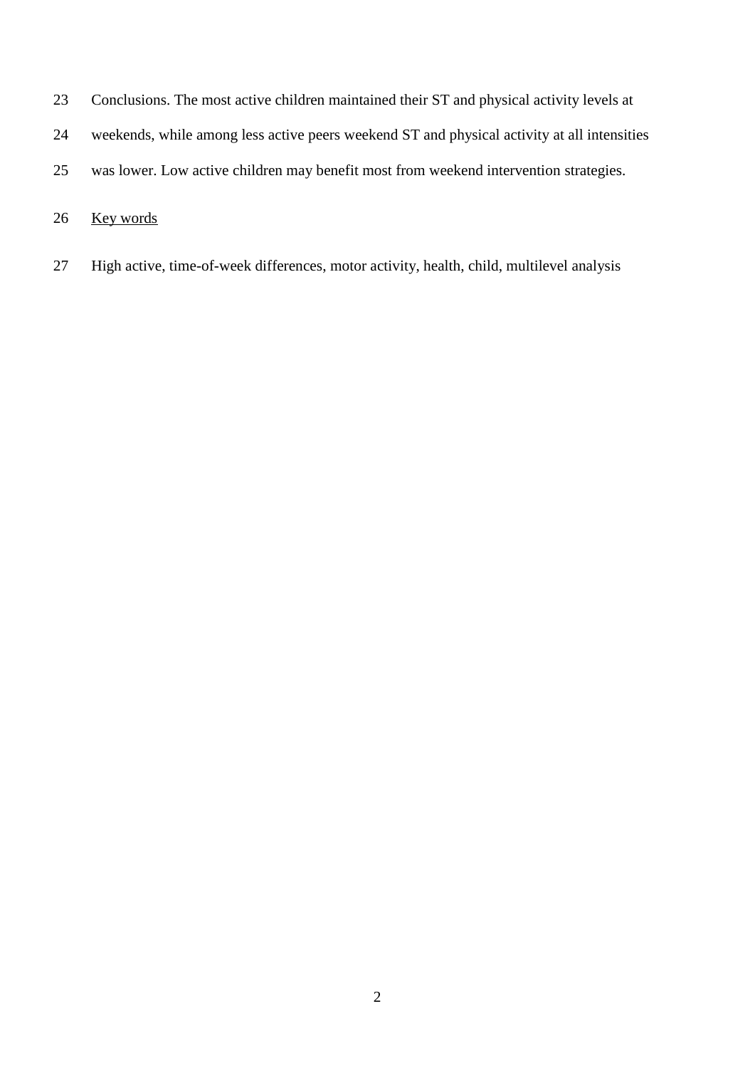Conclusions. The most active children maintained their ST and physical activity levels at weekends, while among less active peers weekend ST and physical activity at all intensities was lower. Low active children may benefit most from weekend intervention strategies.

Key words

High active, time-of-week differences, motor activity, health, child, multilevel analysis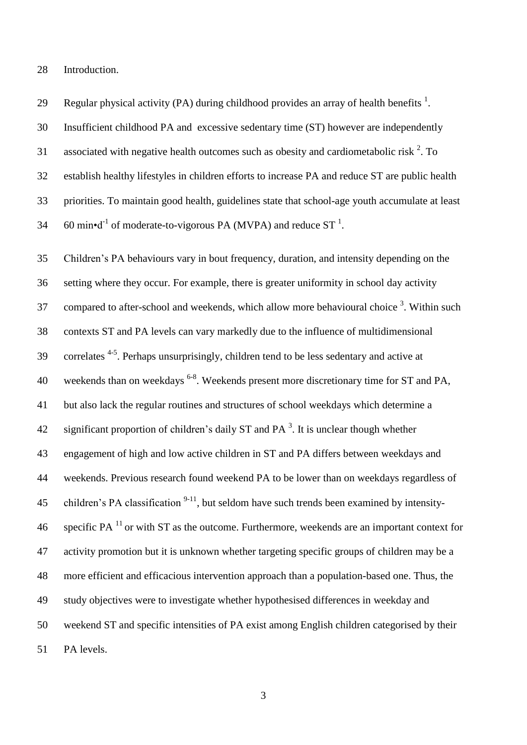## Introduction.

Regular physical activity (PA) during childhood provides an array of health benefits [1]. Insufficient childhood PA and excessive sedentary time (ST) however are independently associated with negative health outcomes such as obesity and cardiometabolic risk [2]. To establish healthy lifestyles in children efforts to increase PA and reduce ST are public health priorities. To maintain good health, guidelines state that school-age youth accumulate at least 60 min•d$^{-1}$ of moderate-to-vigorous PA (MVPA) and reduce ST [1].

Children's PA behaviours vary in bout frequency, duration, and intensity depending on the setting where they occur. For example, there is greater uniformity in school day activity compared to after-school and weekends, which allow more behavioural choice [3]. Within such contexts ST and PA levels can vary markedly due to the influence of multidimensional correlates [4-5]. Perhaps unsurprisingly, children tend to be less sedentary and active at weekends than on weekdays [6-8]. Weekends present more discretionary time for ST and PA, but also lack the regular routines and structures of school weekdays which determine a significant proportion of children's daily ST and PA [3]. It is unclear though whether engagement of high and low active children in ST and PA differs between weekdays and weekends. Previous research found weekend PA to be lower than on weekdays regardless of children's PA classification [9-11], but seldom have such trends been examined by intensity-specific PA [11] or with ST as the outcome. Furthermore, weekends are an important context for activity promotion but it is unknown whether targeting specific groups of children may be a more efficient and efficacious intervention approach than a population-based one. Thus, the study objectives were to investigate whether hypothesised differences in weekday and weekend ST and specific intensities of PA exist among English children categorised by their PA levels.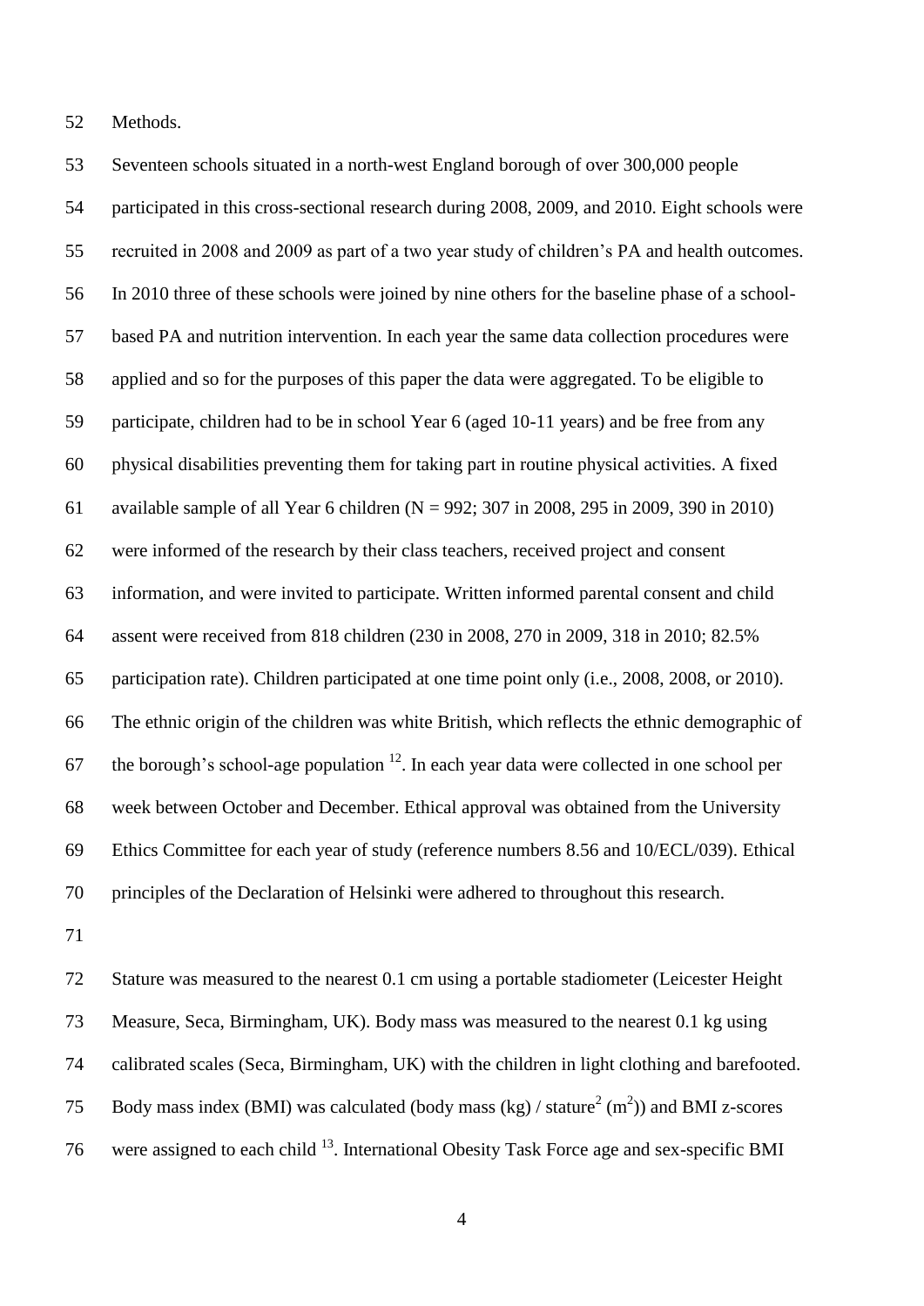Methods.

Seventeen schools situated in a north-west England borough of over 300,000 people participated in this cross-sectional research during 2008, 2009, and 2010. Eight schools were recruited in 2008 and 2009 as part of a two year study of children's PA and health outcomes. In 2010 three of these schools were joined by nine others for the baseline phase of a school-based PA and nutrition intervention. In each year the same data collection procedures were applied and so for the purposes of this paper the data were aggregated. To be eligible to participate, children had to be in school Year 6 (aged 10-11 years) and be free from any physical disabilities preventing them for taking part in routine physical activities. A fixed available sample of all Year 6 children (N = 992; 307 in 2008, 295 in 2009, 390 in 2010) were informed of the research by their class teachers, received project and consent information, and were invited to participate. Written informed parental consent and child assent were received from 818 children (230 in 2008, 270 in 2009, 318 in 2010; 82.5% participation rate). Children participated at one time point only (i.e., 2008, 2008, or 2010). The ethnic origin of the children was white British, which reflects the ethnic demographic of the borough's school-age population [12]. In each year data were collected in one school per week between October and December. Ethical approval was obtained from the University Ethics Committee for each year of study (reference numbers 8.56 and 10/ECL/039). Ethical principles of the Declaration of Helsinki were adhered to throughout this research.

Stature was measured to the nearest 0.1 cm using a portable stadiometer (Leicester Height Measure, Seca, Birmingham, UK). Body mass was measured to the nearest 0.1 kg using calibrated scales (Seca, Birmingham, UK) with the children in light clothing and barefooted. Body mass index (BMI) was calculated (body mass (kg) / stature$^2$ (m$^2$)) and BMI z-scores were assigned to each child [13]. International Obesity Task Force age and sex-specific BMI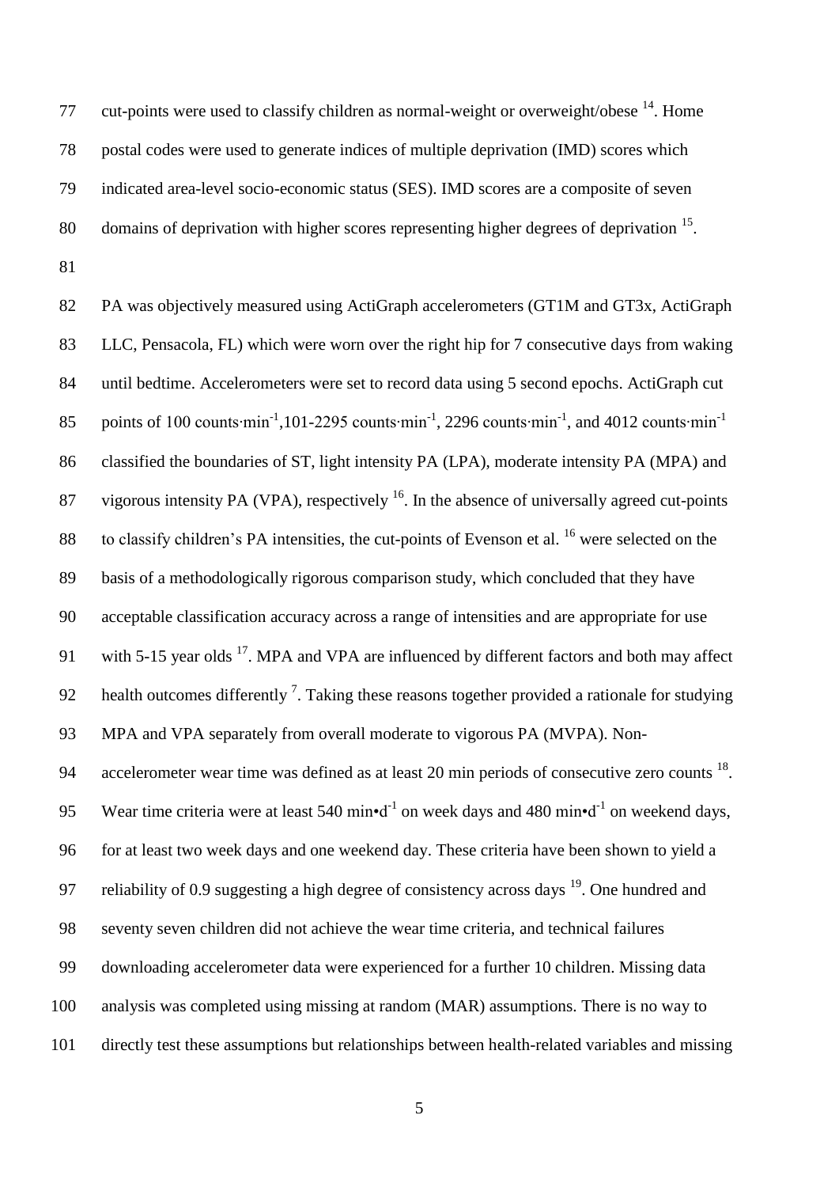cut-points were used to classify children as normal-weight or overweight/obese [14]. Home postal codes were used to generate indices of multiple deprivation (IMD) scores which indicated area-level socio-economic status (SES). IMD scores are a composite of seven domains of deprivation with higher scores representing higher degrees of deprivation [15].

PA was objectively measured using ActiGraph accelerometers (GT1M and GT3x, ActiGraph LLC, Pensacola, FL) which were worn over the right hip for 7 consecutive days from waking until bedtime. Accelerometers were set to record data using 5 second epochs. ActiGraph cut points of 100 counts·$min^{-1}$,101-2295 counts·$min^{-1}$, 2296 counts·$min^{-1}$, and 4012 counts·$min^{-1}$ classified the boundaries of ST, light intensity PA (LPA), moderate intensity PA (MPA) and vigorous intensity PA (VPA), respectively [16]. In the absence of universally agreed cut-points to classify children's PA intensities, the cut-points of Evenson et al. [16] were selected on the basis of a methodologically rigorous comparison study, which concluded that they have acceptable classification accuracy across a range of intensities and are appropriate for use with 5-15 year olds [17]. MPA and VPA are influenced by different factors and both may affect health outcomes differently [7]. Taking these reasons together provided a rationale for studying MPA and VPA separately from overall moderate to vigorous PA (MVPA). Non-accelerometer wear time was defined as at least 20 min periods of consecutive zero counts [18]. Wear time criteria were at least 540 min•$d^{-1}$ on week days and 480 min•$d^{-1}$ on weekend days, for at least two week days and one weekend day. These criteria have been shown to yield a reliability of 0.9 suggesting a high degree of consistency across days [19]. One hundred and seventy seven children did not achieve the wear time criteria, and technical failures downloading accelerometer data were experienced for a further 10 children. Missing data analysis was completed using missing at random (MAR) assumptions. There is no way to directly test these assumptions but relationships between health-related variables and missing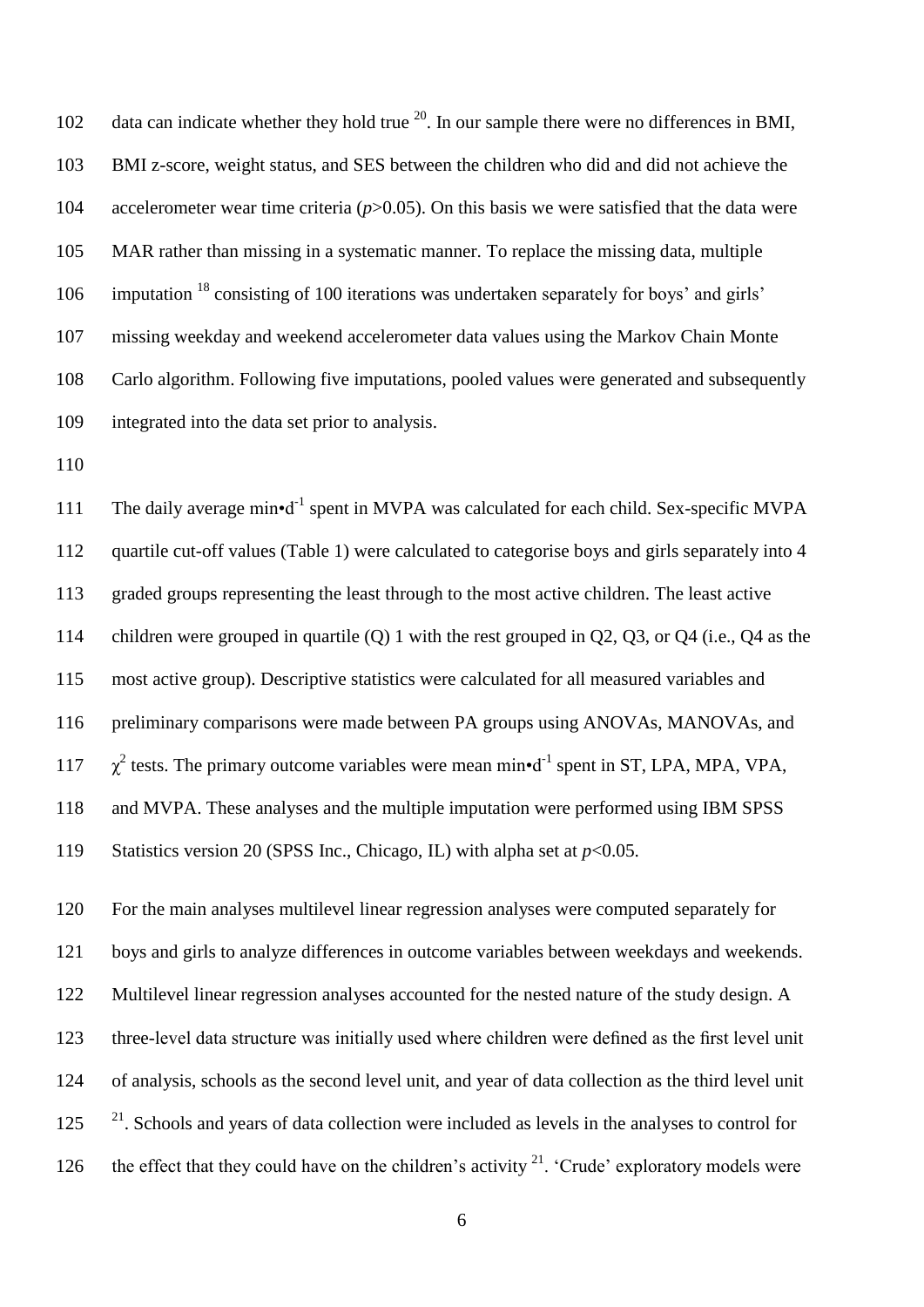data can indicate whether they hold true [20]. In our sample there were no differences in BMI, BMI z-score, weight status, and SES between the children who did and did not achieve the accelerometer wear time criteria ($p$>0.05). On this basis we were satisfied that the data were MAR rather than missing in a systematic manner. To replace the missing data, multiple imputation [18] consisting of 100 iterations was undertaken separately for boys' and girls' missing weekday and weekend accelerometer data values using the Markov Chain Monte Carlo algorithm. Following five imputations, pooled values were generated and subsequently integrated into the data set prior to analysis.

The daily average min•$d^{-1}$ spent in MVPA was calculated for each child. Sex-specific MVPA quartile cut-off values (Table 1) were calculated to categorise boys and girls separately into 4 graded groups representing the least through to the most active children. The least active children were grouped in quartile (Q) 1 with the rest grouped in Q2, Q3, or Q4 (i.e., Q4 as the most active group). Descriptive statistics were calculated for all measured variables and preliminary comparisons were made between PA groups using ANOVAs, MANOVAs, and $\chi^2$ tests. The primary outcome variables were mean min•$d^{-1}$ spent in ST, LPA, MPA, VPA, and MVPA. These analyses and the multiple imputation were performed using IBM SPSS Statistics version 20 (SPSS Inc., Chicago, IL) with alpha set at $p$<0.05.

For the main analyses multilevel linear regression analyses were computed separately for boys and girls to analyze differences in outcome variables between weekdays and weekends. Multilevel linear regression analyses accounted for the nested nature of the study design. A three-level data structure was initially used where children were defined as the first level unit of analysis, schools as the second level unit, and year of data collection as the third level unit [21]. Schools and years of data collection were included as levels in the analyses to control for the effect that they could have on the children's activity [21]. 'Crude' exploratory models were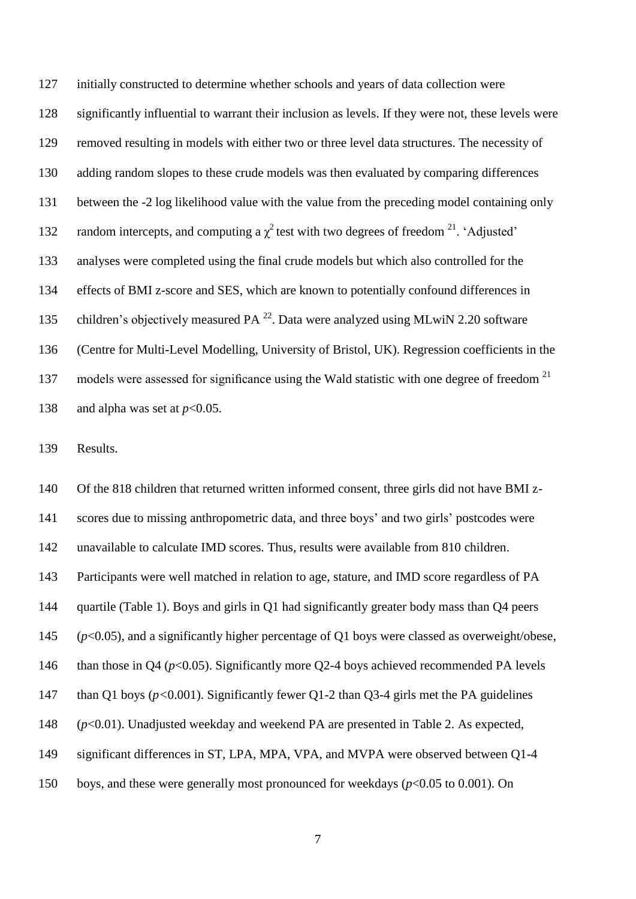initially constructed to determine whether schools and years of data collection were significantly influential to warrant their inclusion as levels. If they were not, these levels were removed resulting in models with either two or three level data structures. The necessity of adding random slopes to these crude models was then evaluated by comparing differences between the -2 log likelihood value with the value from the preceding model containing only random intercepts, and computing a $\chi^2$ test with two degrees of freedom [21]. 'Adjusted' analyses were completed using the final crude models but which also controlled for the effects of BMI z-score and SES, which are known to potentially confound differences in children's objectively measured PA [22]. Data were analyzed using MLwiN 2.20 software (Centre for Multi-Level Modelling, University of Bristol, UK). Regression coefficients in the models were assessed for significance using the Wald statistic with one degree of freedom [21] and alpha was set at $p<0.05$.

## Results.

Of the 818 children that returned written informed consent, three girls did not have BMI z-scores due to missing anthropometric data, and three boys' and two girls' postcodes were unavailable to calculate IMD scores. Thus, results were available from 810 children. Participants were well matched in relation to age, stature, and IMD score regardless of PA quartile (Table 1). Boys and girls in Q1 had significantly greater body mass than Q4 peers ($p<0.05$), and a significantly higher percentage of Q1 boys were classed as overweight/obese, than those in Q4 ($p<0.05$). Significantly more Q2-4 boys achieved recommended PA levels than Q1 boys ($p<0.001$). Significantly fewer Q1-2 than Q3-4 girls met the PA guidelines ($p<0.01$). Unadjusted weekday and weekend PA are presented in Table 2. As expected, significant differences in ST, LPA, MPA, VPA, and MVPA were observed between Q1-4 boys, and these were generally most pronounced for weekdays ($p<0.05$ to 0.001). On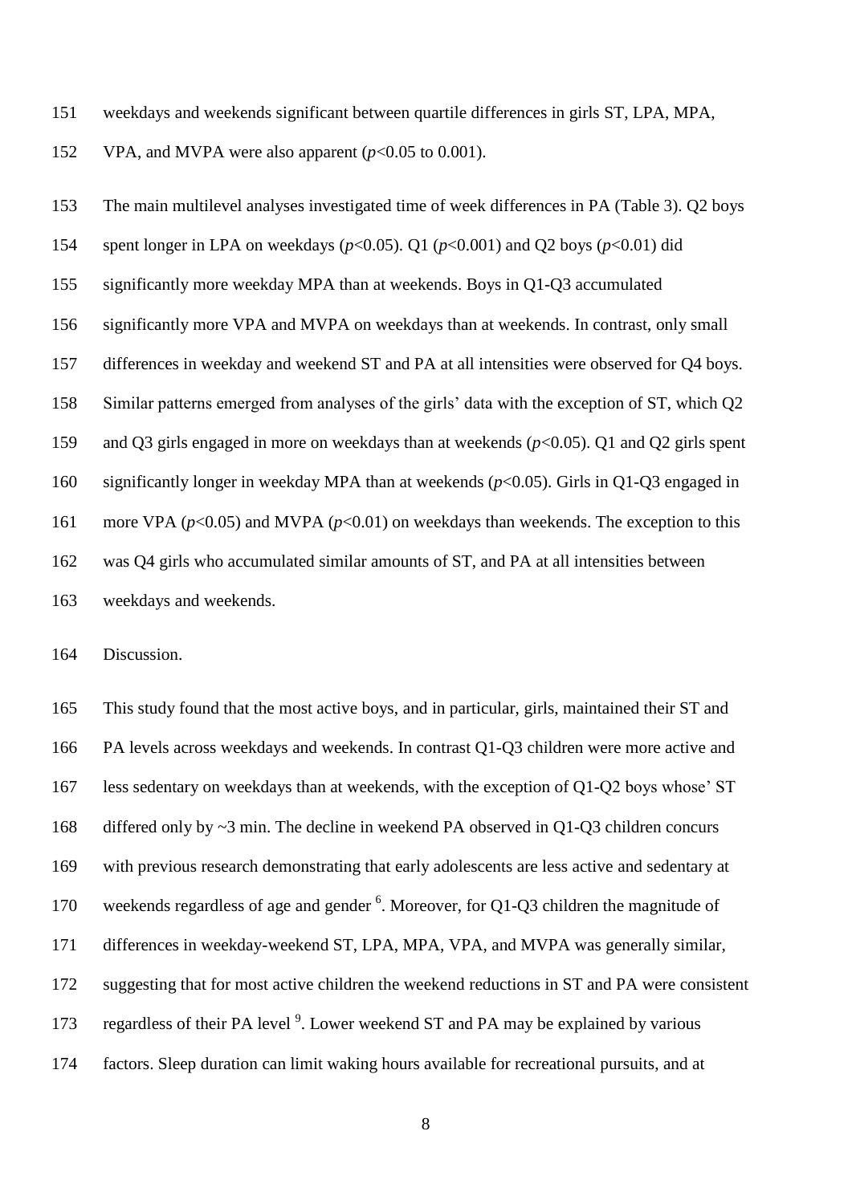weekdays and weekends significant between quartile differences in girls ST, LPA, MPA, VPA, and MVPA were also apparent ($p$<0.05 to 0.001).

The main multilevel analyses investigated time of week differences in PA (Table 3). Q2 boys spent longer in LPA on weekdays ($p$<0.05). Q1 ($p$<0.001) and Q2 boys ($p$<0.01) did significantly more weekday MPA than at weekends. Boys in Q1-Q3 accumulated significantly more VPA and MVPA on weekdays than at weekends. In contrast, only small differences in weekday and weekend ST and PA at all intensities were observed for Q4 boys. Similar patterns emerged from analyses of the girls' data with the exception of ST, which Q2 and Q3 girls engaged in more on weekdays than at weekends ($p$<0.05). Q1 and Q2 girls spent significantly longer in weekday MPA than at weekends ($p$<0.05). Girls in Q1-Q3 engaged in more VPA ($p$<0.05) and MVPA ($p$<0.01) on weekdays than weekends. The exception to this was Q4 girls who accumulated similar amounts of ST, and PA at all intensities between weekdays and weekends.

## Discussion.

This study found that the most active boys, and in particular, girls, maintained their ST and PA levels across weekdays and weekends. In contrast Q1-Q3 children were more active and less sedentary on weekdays than at weekends, with the exception of Q1-Q2 boys whose' ST differed only by ~3 min. The decline in weekend PA observed in Q1-Q3 children concurs with previous research demonstrating that early adolescents are less active and sedentary at weekends regardless of age and gender [6]. Moreover, for Q1-Q3 children the magnitude of differences in weekday-weekend ST, LPA, MPA, VPA, and MVPA was generally similar, suggesting that for most active children the weekend reductions in ST and PA were consistent regardless of their PA level [9]. Lower weekend ST and PA may be explained by various factors. Sleep duration can limit waking hours available for recreational pursuits, and at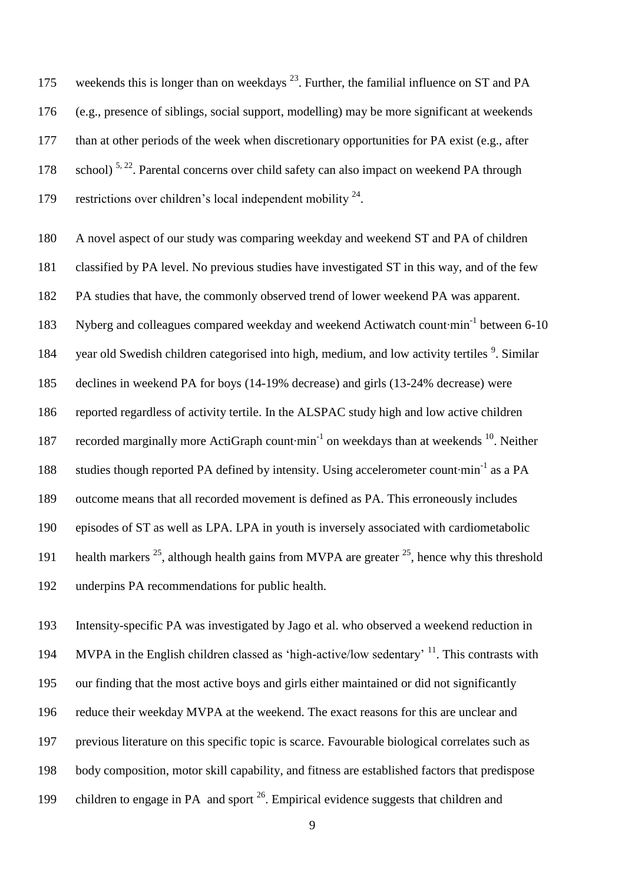weekends this is longer than on weekdays [23]. Further, the familial influence on ST and PA (e.g., presence of siblings, social support, modelling) may be more significant at weekends than at other periods of the week when discretionary opportunities for PA exist (e.g., after school) [5, 22]. Parental concerns over child safety can also impact on weekend PA through restrictions over children's local independent mobility [24].

A novel aspect of our study was comparing weekday and weekend ST and PA of children classified by PA level. No previous studies have investigated ST in this way, and of the few PA studies that have, the commonly observed trend of lower weekend PA was apparent. Nyberg and colleagues compared weekday and weekend Actiwatch count·min$^{-1}$ between 6-10 year old Swedish children categorised into high, medium, and low activity tertiles [9]. Similar declines in weekend PA for boys (14-19% decrease) and girls (13-24% decrease) were reported regardless of activity tertile. In the ALSPAC study high and low active children recorded marginally more ActiGraph count·min$^{-1}$ on weekdays than at weekends [10]. Neither studies though reported PA defined by intensity. Using accelerometer count·min$^{-1}$ as a PA outcome means that all recorded movement is defined as PA. This erroneously includes episodes of ST as well as LPA. LPA in youth is inversely associated with cardiometabolic health markers [25], although health gains from MVPA are greater [25], hence why this threshold underpins PA recommendations for public health.

Intensity-specific PA was investigated by Jago et al. who observed a weekend reduction in MVPA in the English children classed as 'high-active/low sedentary' [11]. This contrasts with our finding that the most active boys and girls either maintained or did not significantly reduce their weekday MVPA at the weekend. The exact reasons for this are unclear and previous literature on this specific topic is scarce. Favourable biological correlates such as body composition, motor skill capability, and fitness are established factors that predispose children to engage in PA and sport [26]. Empirical evidence suggests that children and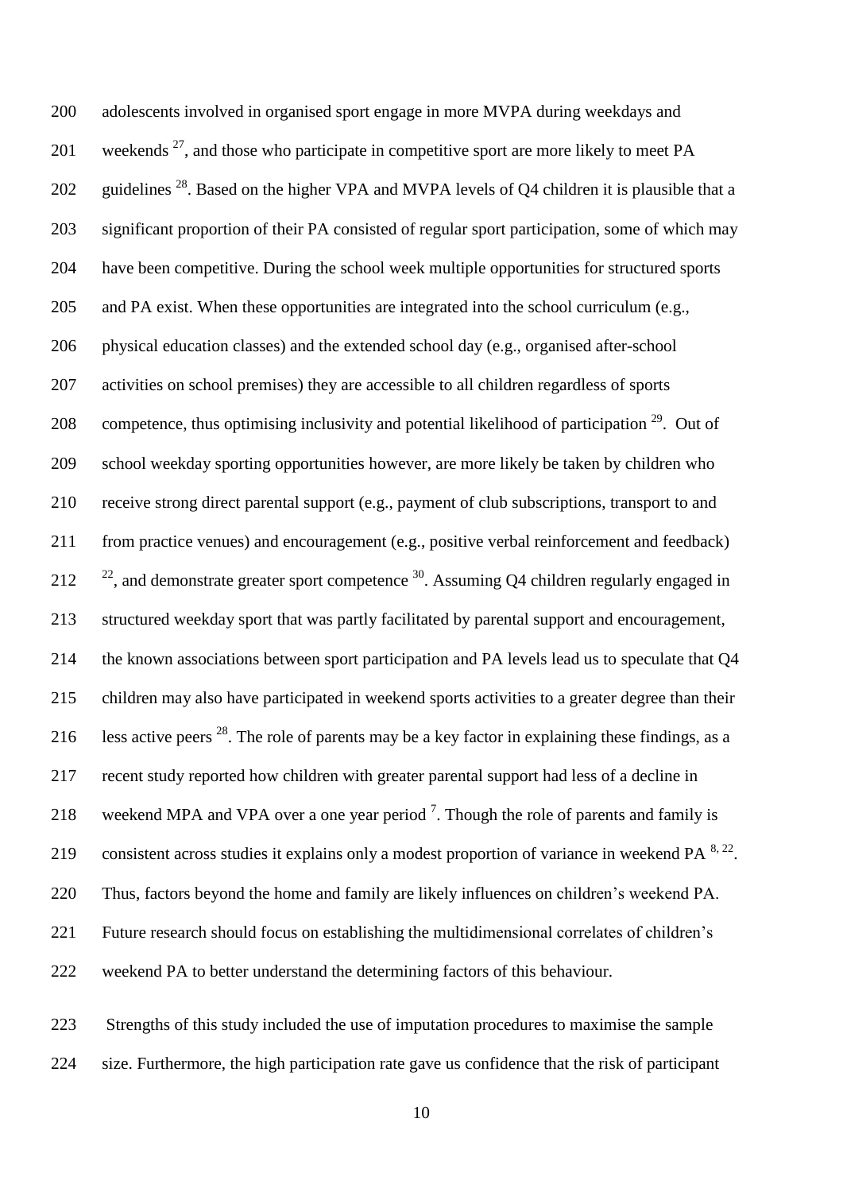adolescents involved in organised sport engage in more MVPA during weekdays and weekends [27], and those who participate in competitive sport are more likely to meet PA guidelines [28]. Based on the higher VPA and MVPA levels of Q4 children it is plausible that a significant proportion of their PA consisted of regular sport participation, some of which may have been competitive. During the school week multiple opportunities for structured sports and PA exist. When these opportunities are integrated into the school curriculum (e.g., physical education classes) and the extended school day (e.g., organised after-school activities on school premises) they are accessible to all children regardless of sports competence, thus optimising inclusivity and potential likelihood of participation [29]. Out of school weekday sporting opportunities however, are more likely be taken by children who receive strong direct parental support (e.g., payment of club subscriptions, transport to and from practice venues) and encouragement (e.g., positive verbal reinforcement and feedback) [22], and demonstrate greater sport competence [30]. Assuming Q4 children regularly engaged in structured weekday sport that was partly facilitated by parental support and encouragement, the known associations between sport participation and PA levels lead us to speculate that Q4 children may also have participated in weekend sports activities to a greater degree than their less active peers [28]. The role of parents may be a key factor in explaining these findings, as a recent study reported how children with greater parental support had less of a decline in weekend MPA and VPA over a one year period [7]. Though the role of parents and family is consistent across studies it explains only a modest proportion of variance in weekend PA [8, 22]. Thus, factors beyond the home and family are likely influences on children's weekend PA. Future research should focus on establishing the multidimensional correlates of children's weekend PA to better understand the determining factors of this behaviour.

Strengths of this study included the use of imputation procedures to maximise the sample size. Furthermore, the high participation rate gave us confidence that the risk of participant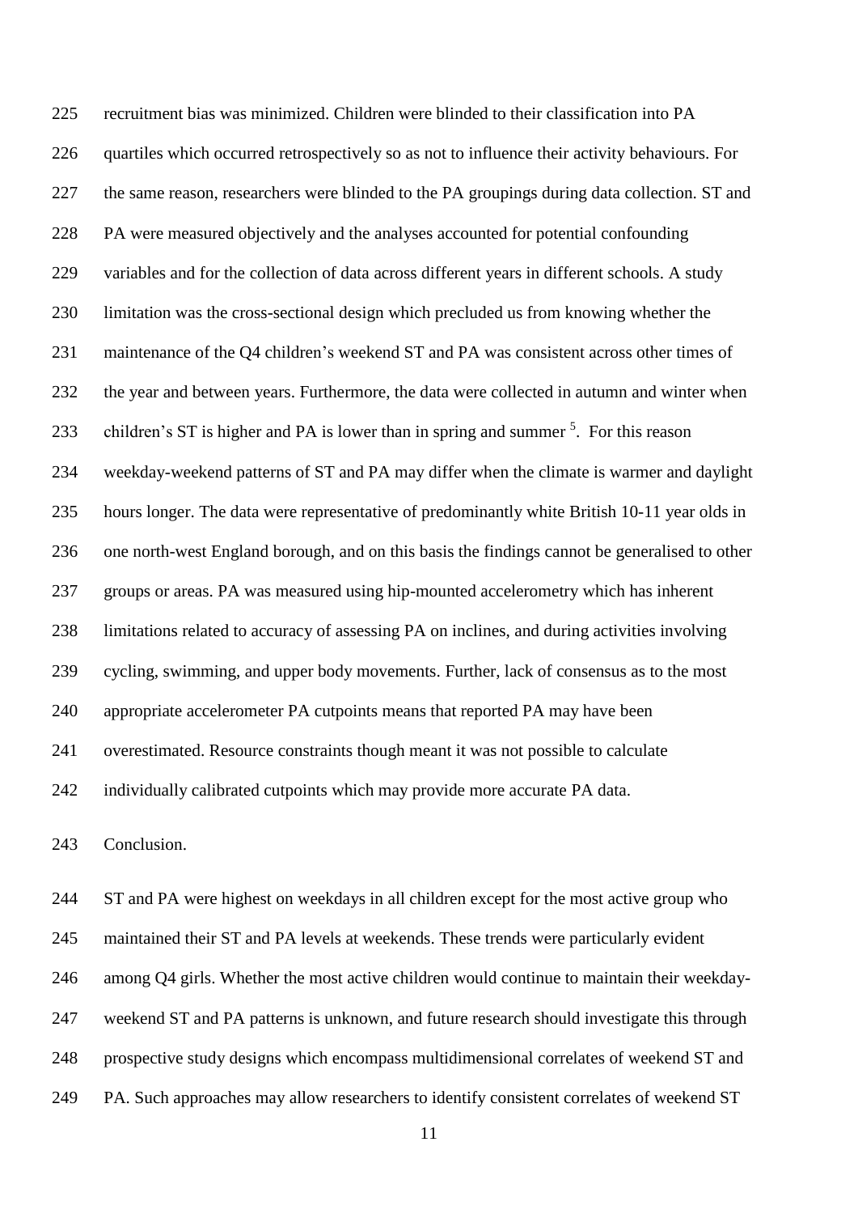recruitment bias was minimized. Children were blinded to their classification into PA quartiles which occurred retrospectively so as not to influence their activity behaviours. For the same reason, researchers were blinded to the PA groupings during data collection. ST and PA were measured objectively and the analyses accounted for potential confounding variables and for the collection of data across different years in different schools. A study limitation was the cross-sectional design which precluded us from knowing whether the maintenance of the Q4 children's weekend ST and PA was consistent across other times of the year and between years. Furthermore, the data were collected in autumn and winter when children's ST is higher and PA is lower than in spring and summer [5]. For this reason weekday-weekend patterns of ST and PA may differ when the climate is warmer and daylight hours longer. The data were representative of predominantly white British 10-11 year olds in one north-west England borough, and on this basis the findings cannot be generalised to other groups or areas. PA was measured using hip-mounted accelerometry which has inherent limitations related to accuracy of assessing PA on inclines, and during activities involving cycling, swimming, and upper body movements. Further, lack of consensus as to the most appropriate accelerometer PA cutpoints means that reported PA may have been overestimated. Resource constraints though meant it was not possible to calculate individually calibrated cutpoints which may provide more accurate PA data.

## Conclusion.

ST and PA were highest on weekdays in all children except for the most active group who maintained their ST and PA levels at weekends. These trends were particularly evident among Q4 girls. Whether the most active children would continue to maintain their weekday-weekend ST and PA patterns is unknown, and future research should investigate this through prospective study designs which encompass multidimensional correlates of weekend ST and PA. Such approaches may allow researchers to identify consistent correlates of weekend ST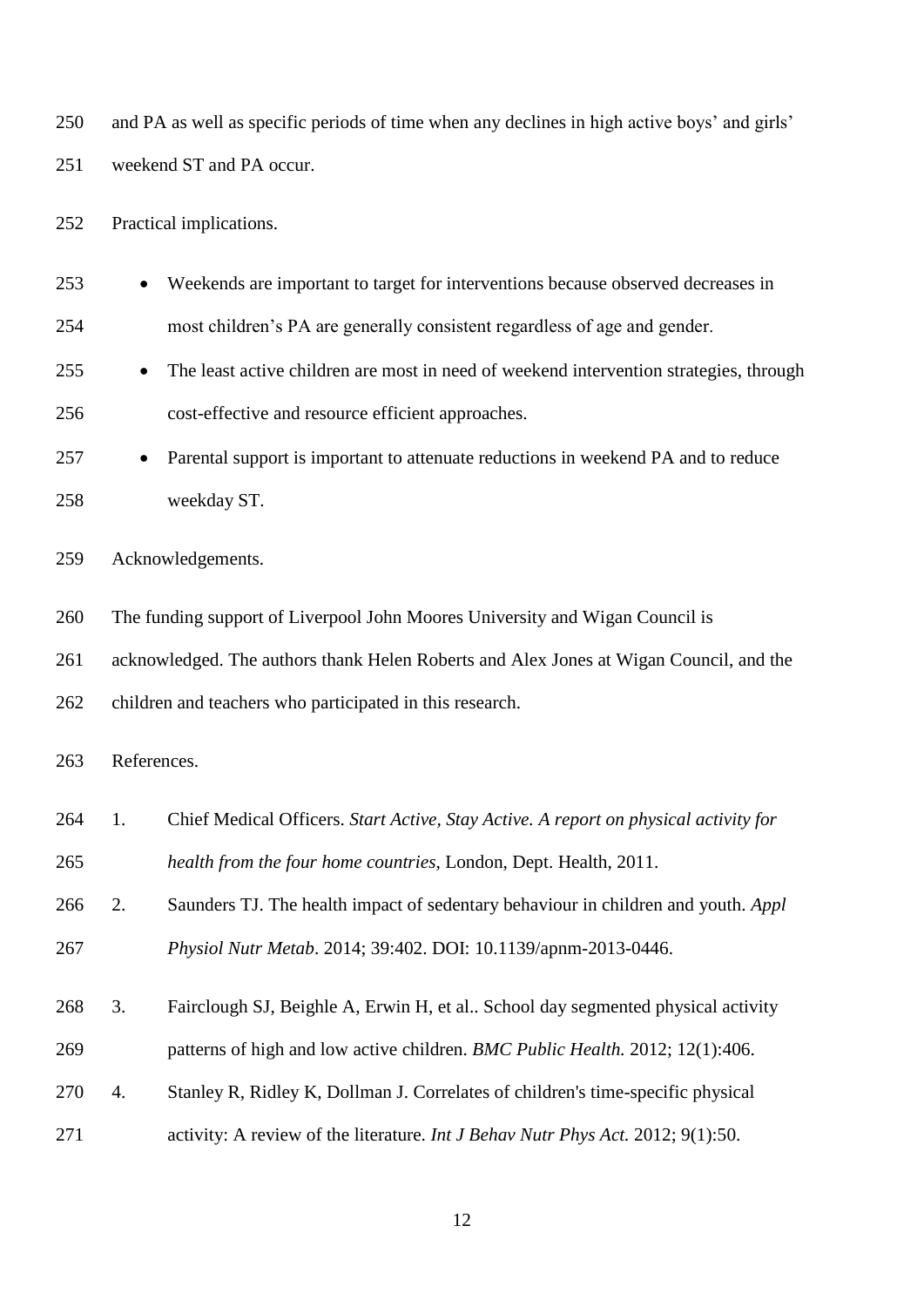and PA as well as specific periods of time when any declines in high active boys' and girls' weekend ST and PA occur.

## Practical implications.

- Weekends are important to target for interventions because observed decreases in most children's PA are generally consistent regardless of age and gender.
- The least active children are most in need of weekend intervention strategies, through cost-effective and resource efficient approaches.
- Parental support is important to attenuate reductions in weekend PA and to reduce weekday ST.

## Acknowledgements.

The funding support of Liverpool John Moores University and Wigan Council is acknowledged. The authors thank Helen Roberts and Alex Jones at Wigan Council, and the children and teachers who participated in this research.

## References.

1. Chief Medical Officers. *Start Active, Stay Active. A report on physical activity for health from the four home countries*, London, Dept. Health, 2011.
2. Saunders TJ. The health impact of sedentary behaviour in children and youth. *Appl Physiol Nutr Metab*. 2014; 39:402. DOI: 10.1139/apnm-2013-0446.
3. Fairclough SJ, Beighle A, Erwin H, et al.. School day segmented physical activity patterns of high and low active children. *BMC Public Health.* 2012; 12(1):406.
4. Stanley R, Ridley K, Dollman J. Correlates of children's time-specific physical activity: A review of the literature. *Int J Behav Nutr Phys Act.* 2012; 9(1):50.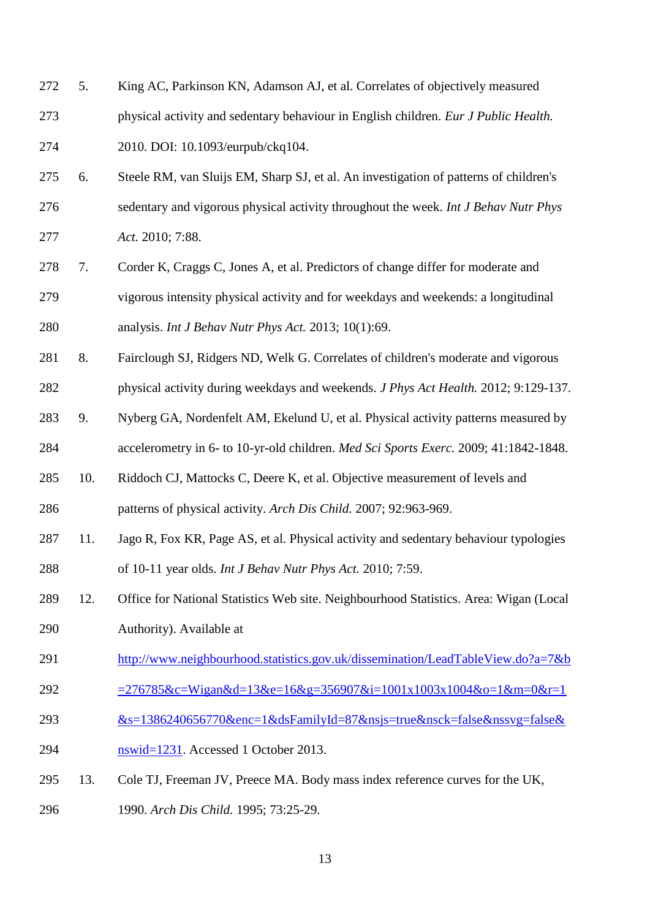5. King AC, Parkinson KN, Adamson AJ, et al. Correlates of objectively measured physical activity and sedentary behaviour in English children. *Eur J Public Health.* 2010. DOI: 10.1093/eurpub/ckq104.
6. Steele RM, van Sluijs EM, Sharp SJ, et al. An investigation of patterns of children's sedentary and vigorous physical activity throughout the week. *Int J Behav Nutr Phys Act.* 2010; 7:88.
7. Corder K, Craggs C, Jones A, et al. Predictors of change differ for moderate and vigorous intensity physical activity and for weekdays and weekends: a longitudinal analysis. *Int J Behav Nutr Phys Act.* 2013; 10(1):69.
8. Fairclough SJ, Ridgers ND, Welk G. Correlates of children's moderate and vigorous physical activity during weekdays and weekends. *J Phys Act Health.* 2012; 9:129-137.
9. Nyberg GA, Nordenfelt AM, Ekelund U, et al. Physical activity patterns measured by accelerometry in 6- to 10-yr-old children. *Med Sci Sports Exerc.* 2009; 41:1842-1848.
10. Riddoch CJ, Mattocks C, Deere K, et al. Objective measurement of levels and patterns of physical activity. *Arch Dis Child.* 2007; 92:963-969.
11. Jago R, Fox KR, Page AS, et al. Physical activity and sedentary behaviour typologies of 10-11 year olds. *Int J Behav Nutr Phys Act.* 2010; 7:59.
12. Office for National Statistics Web site. Neighbourhood Statistics. Area: Wigan (Local Authority). Available at http://www.neighbourhood.statistics.gov.uk/dissemination/LeadTableView.do?a=7&b=276785&c=Wigan&d=13&e=16&g=356907&i=1001x1003x1004&o=1&m=0&r=1&s=1386240656770&enc=1&dsFamilyId=87&nsjs=true&nsck=false&nssvg=false&nswid=1231. Accessed 1 October 2013.
13. Cole TJ, Freeman JV, Preece MA. Body mass index reference curves for the UK, 1990. *Arch Dis Child.* 1995; 73:25-29.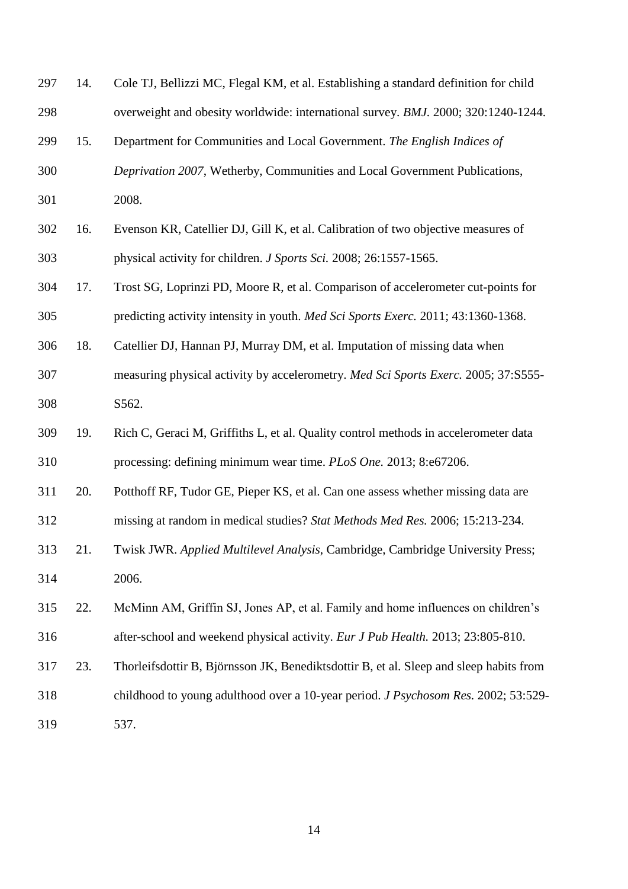14. Cole TJ, Bellizzi MC, Flegal KM, et al. Establishing a standard definition for child overweight and obesity worldwide: international survey. *BMJ.* 2000; 320:1240-1244.
15. Department for Communities and Local Government. *The English Indices of Deprivation 2007*, Wetherby, Communities and Local Government Publications, 2008.
16. Evenson KR, Catellier DJ, Gill K, et al. Calibration of two objective measures of physical activity for children. *J Sports Sci.* 2008; 26:1557-1565.
17. Trost SG, Loprinzi PD, Moore R, et al. Comparison of accelerometer cut-points for predicting activity intensity in youth. *Med Sci Sports Exerc.* 2011; 43:1360-1368.
18. Catellier DJ, Hannan PJ, Murray DM, et al. Imputation of missing data when measuring physical activity by accelerometry. *Med Sci Sports Exerc.* 2005; 37:S555-S562.
19. Rich C, Geraci M, Griffiths L, et al. Quality control methods in accelerometer data processing: defining minimum wear time. *PLoS One.* 2013; 8:e67206.
20. Potthoff RF, Tudor GE, Pieper KS, et al. Can one assess whether missing data are missing at random in medical studies? *Stat Methods Med Res.* 2006; 15:213-234.
21. Twisk JWR. *Applied Multilevel Analysis*, Cambridge, Cambridge University Press; 2006.
22. McMinn AM, Griffin SJ, Jones AP, et al. Family and home influences on children's after-school and weekend physical activity. *Eur J Pub Health.* 2013; 23:805-810.
23. Thorleifsdottir B, Björnsson JK, Benediktsdottir B, et al. Sleep and sleep habits from childhood to young adulthood over a 10-year period. *J Psychosom Res.* 2002; 53:529-537.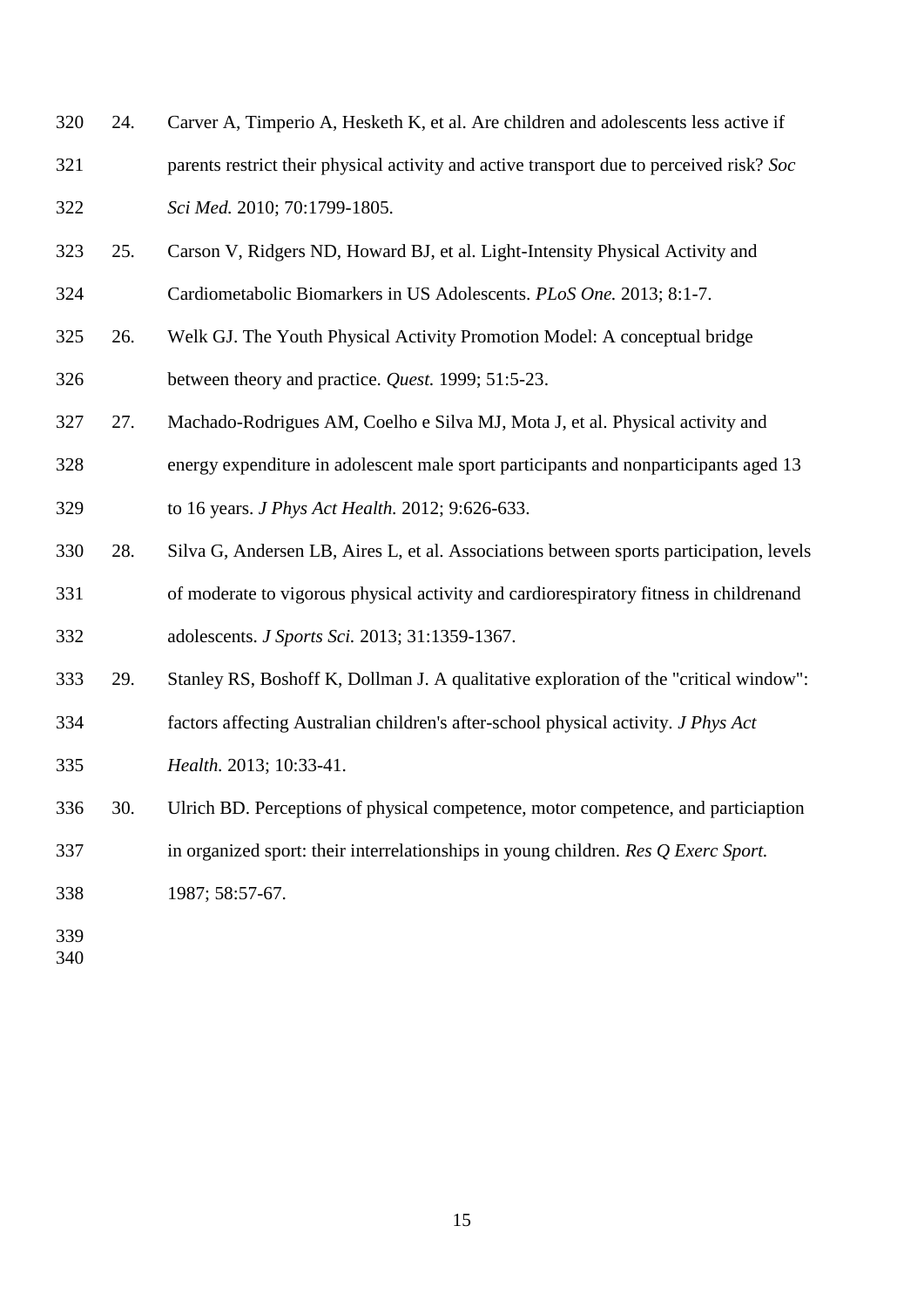24. Carver A, Timperio A, Hesketh K, et al. Are children and adolescents less active if parents restrict their physical activity and active transport due to perceived risk? *Soc Sci Med.* 2010; 70:1799-1805.
25. Carson V, Ridgers ND, Howard BJ, et al. Light-Intensity Physical Activity and Cardiometabolic Biomarkers in US Adolescents. *PLoS One.* 2013; 8:1-7.
26. Welk GJ. The Youth Physical Activity Promotion Model: A conceptual bridge between theory and practice. *Quest.* 1999; 51:5-23.
27. Machado-Rodrigues AM, Coelho e Silva MJ, Mota J, et al. Physical activity and energy expenditure in adolescent male sport participants and nonparticipants aged 13 to 16 years. *J Phys Act Health.* 2012; 9:626-633.
28. Silva G, Andersen LB, Aires L, et al. Associations between sports participation, levels of moderate to vigorous physical activity and cardiorespiratory fitness in childrenand adolescents. *J Sports Sci.* 2013; 31:1359-1367.
29. Stanley RS, Boshoff K, Dollman J. A qualitative exploration of the "critical window": factors affecting Australian children's after-school physical activity. *J Phys Act Health.* 2013; 10:33-41.
30. Ulrich BD. Perceptions of physical competence, motor competence, and particiaption in organized sport: their interrelationships in young children. *Res Q Exerc Sport.* 1987; 58:57-67.